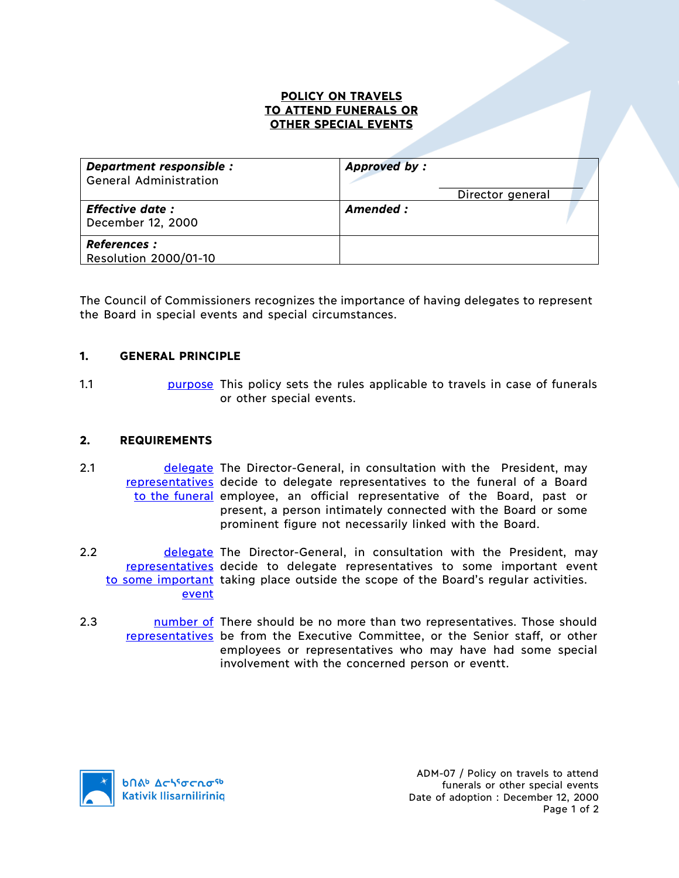# POLICY ON TRAVELS TO ATTEND FUNERALS OR OTHER SPECIAL EVENTS

| ***Department responsible :*** General Administration | ***Approved by :*** Director general |
| --- | --- |
| ***Effective date :*** December 12, 2000 | ***Amended :*** |
| ***References :*** Resolution 2000/01-10 | |

The Council of Commissioners recognizes the importance of having delegates to represent the Board in special events and special circumstances.

## 1. GENERAL PRINCIPLE

1.1 purpose — This policy sets the rules applicable to travels in case of funerals or other special events.

## 2. REQUIREMENTS

2.1 delegate representatives to the funeral — The Director-General, in consultation with the President, may decide to delegate representatives to the funeral of a Board employee, an official representative of the Board, past or present, a person intimately connected with the Board or some prominent figure not necessarily linked with the Board.

2.2 delegate representatives to some important event — The Director-General, in consultation with the President, may decide to delegate representatives to some important event taking place outside the scope of the Board's regular activities.

2.3 number of representatives — There should be no more than two representatives. Those should be from the Executive Committee, or the Senior staff, or other employees or representatives who may have had some special involvement with the concerned person or eventt.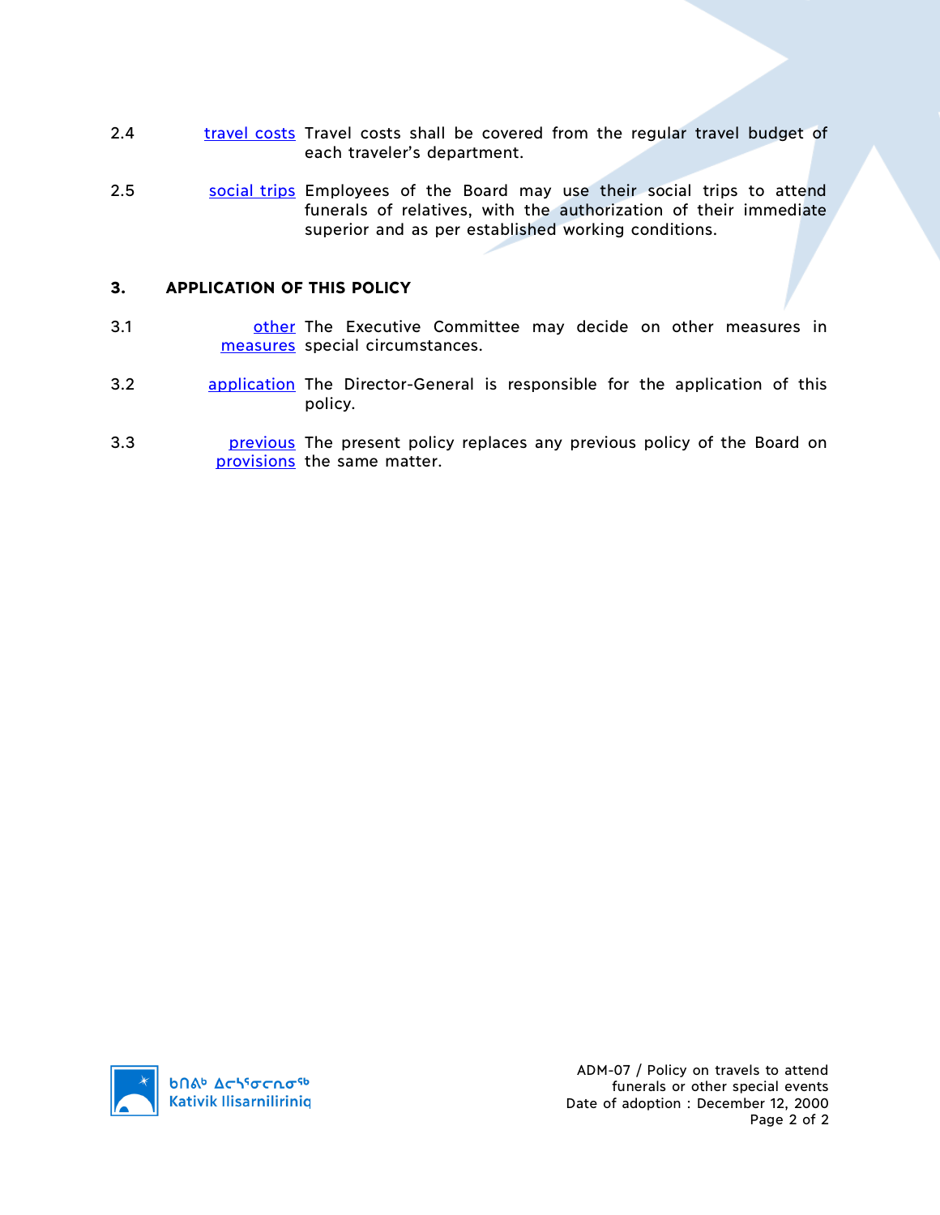2.4 travel costs Travel costs shall be covered from the regular travel budget of each traveler's department.

2.5 social trips Employees of the Board may use their social trips to attend funerals of relatives, with the authorization of their immediate superior and as per established working conditions.

## 3. APPLICATION OF THIS POLICY

3.1 other measures The Executive Committee may decide on other measures in special circumstances.

3.2 application The Director-General is responsible for the application of this policy.

3.3 previous provisions The present policy replaces any previous policy of the Board on the same matter.